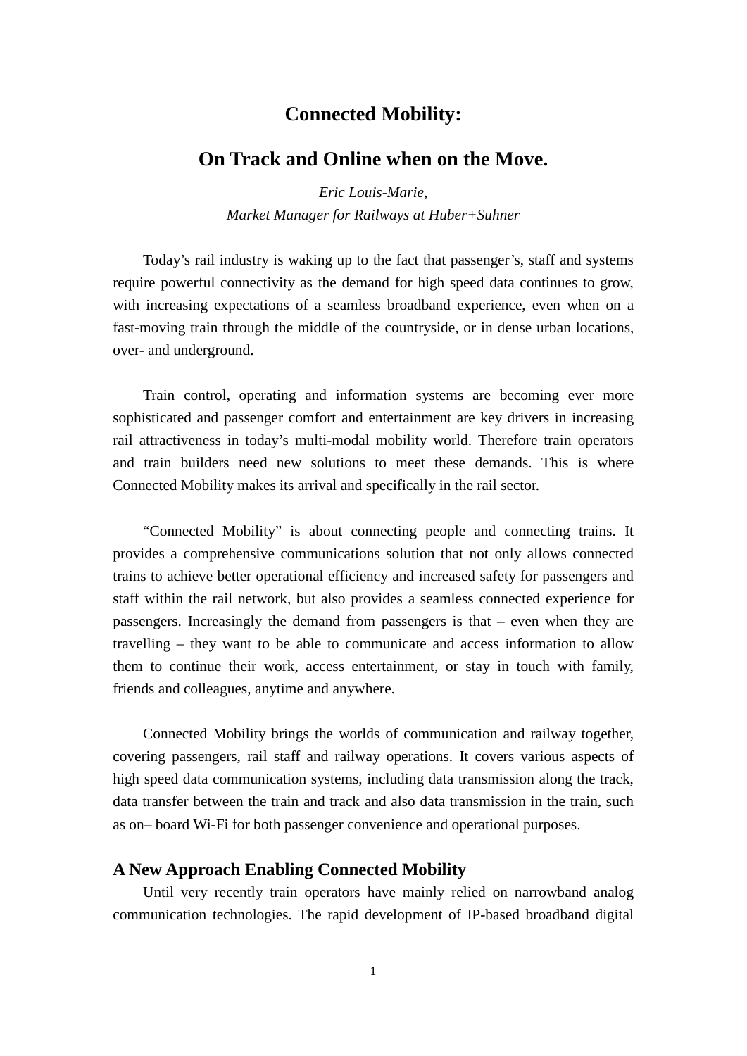# Connected Mobility:

# On Track and Online when on the Move.

*Eric Louis-Marie,*
*Market Manager for Railways at Huber+Suhner*

Today's rail industry is waking up to the fact that passenger's, staff and systems require powerful connectivity as the demand for high speed data continues to grow, with increasing expectations of a seamless broadband experience, even when on a fast-moving train through the middle of the countryside, or in dense urban locations, over- and underground.

Train control, operating and information systems are becoming ever more sophisticated and passenger comfort and entertainment are key drivers in increasing rail attractiveness in today's multi-modal mobility world. Therefore train operators and train builders need new solutions to meet these demands. This is where Connected Mobility makes its arrival and specifically in the rail sector.

"Connected Mobility" is about connecting people and connecting trains. It provides a comprehensive communications solution that not only allows connected trains to achieve better operational efficiency and increased safety for passengers and staff within the rail network, but also provides a seamless connected experience for passengers. Increasingly the demand from passengers is that – even when they are travelling – they want to be able to communicate and access information to allow them to continue their work, access entertainment, or stay in touch with family, friends and colleagues, anytime and anywhere.

Connected Mobility brings the worlds of communication and railway together, covering passengers, rail staff and railway operations. It covers various aspects of high speed data communication systems, including data transmission along the track, data transfer between the train and track and also data transmission in the train, such as on– board Wi-Fi for both passenger convenience and operational purposes.

## A New Approach Enabling Connected Mobility

Until very recently train operators have mainly relied on narrowband analog communication technologies. The rapid development of IP-based broadband digital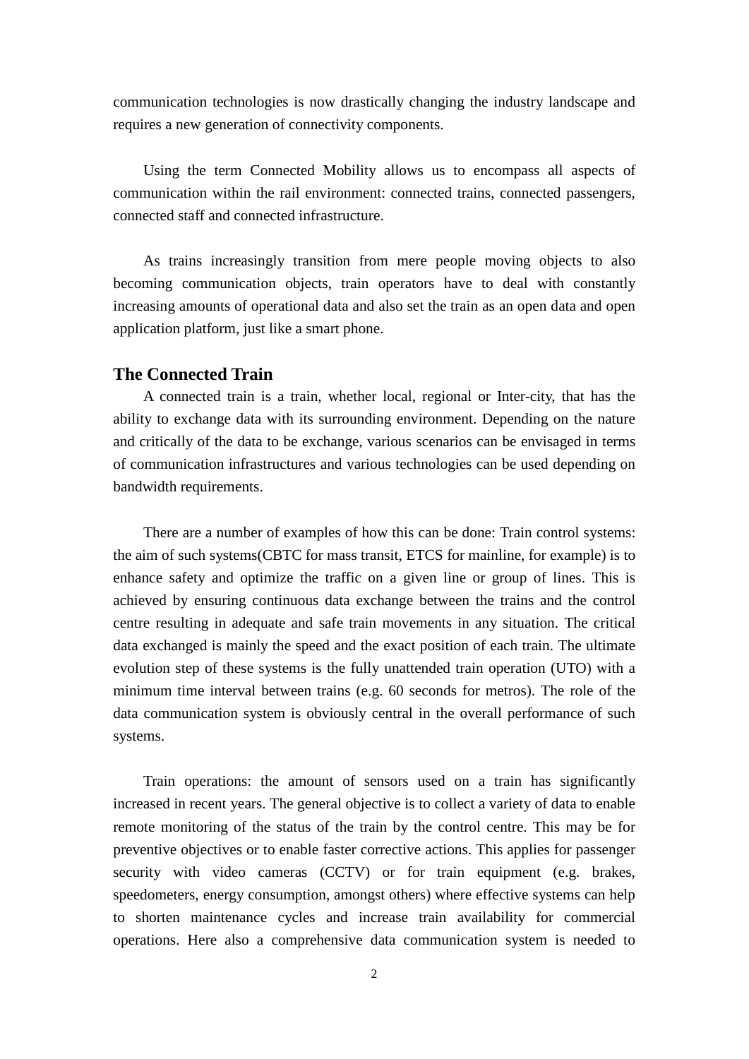communication technologies is now drastically changing the industry landscape and requires a new generation of connectivity components.

Using the term Connected Mobility allows us to encompass all aspects of communication within the rail environment: connected trains, connected passengers, connected staff and connected infrastructure.

As trains increasingly transition from mere people moving objects to also becoming communication objects, train operators have to deal with constantly increasing amounts of operational data and also set the train as an open data and open application platform, just like a smart phone.

## The Connected Train

A connected train is a train, whether local, regional or Inter-city, that has the ability to exchange data with its surrounding environment. Depending on the nature and critically of the data to be exchange, various scenarios can be envisaged in terms of communication infrastructures and various technologies can be used depending on bandwidth requirements.

There are a number of examples of how this can be done: Train control systems: the aim of such systems(CBTC for mass transit, ETCS for mainline, for example) is to enhance safety and optimize the traffic on a given line or group of lines. This is achieved by ensuring continuous data exchange between the trains and the control centre resulting in adequate and safe train movements in any situation. The critical data exchanged is mainly the speed and the exact position of each train. The ultimate evolution step of these systems is the fully unattended train operation (UTO) with a minimum time interval between trains (e.g. 60 seconds for metros). The role of the data communication system is obviously central in the overall performance of such systems.

Train operations: the amount of sensors used on a train has significantly increased in recent years. The general objective is to collect a variety of data to enable remote monitoring of the status of the train by the control centre. This may be for preventive objectives or to enable faster corrective actions. This applies for passenger security with video cameras (CCTV) or for train equipment (e.g. brakes, speedometers, energy consumption, amongst others) where effective systems can help to shorten maintenance cycles and increase train availability for commercial operations. Here also a comprehensive data communication system is needed to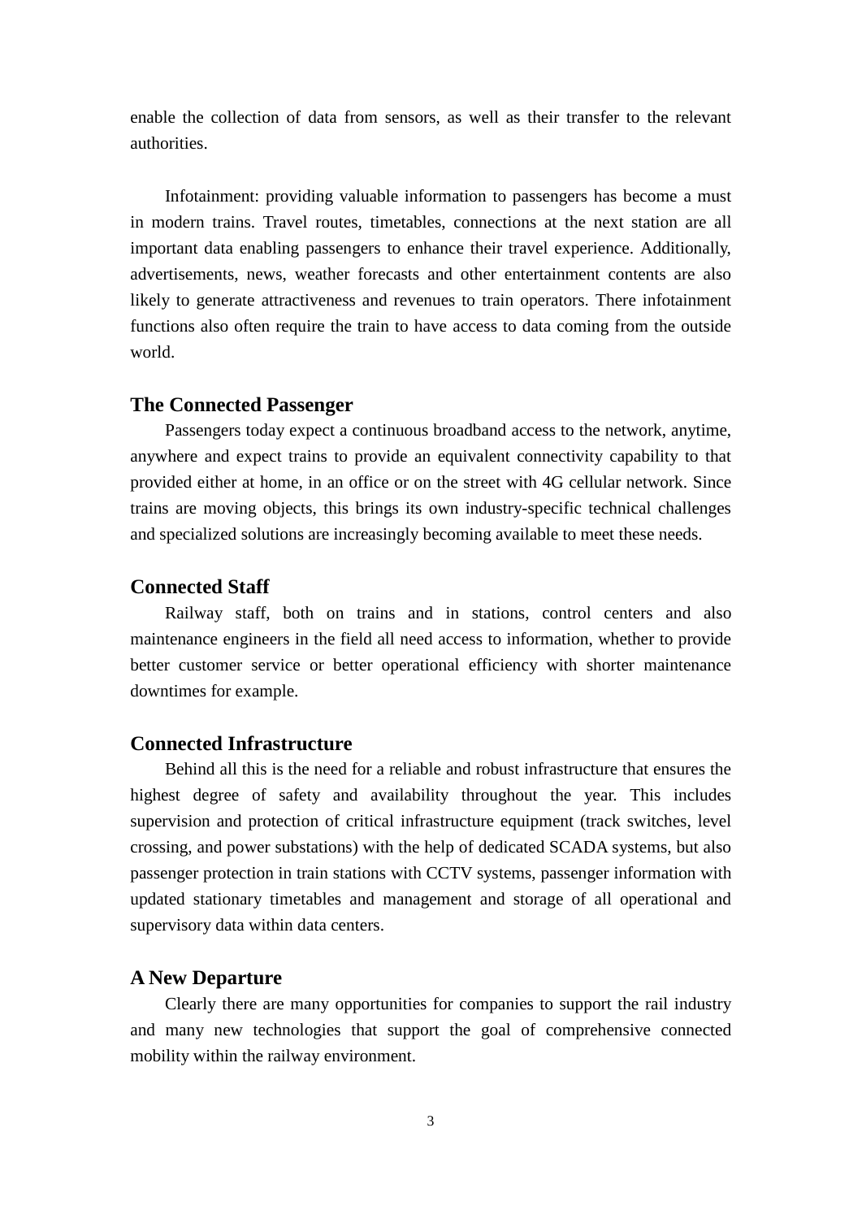enable the collection of data from sensors, as well as their transfer to the relevant authorities.

Infotainment: providing valuable information to passengers has become a must in modern trains. Travel routes, timetables, connections at the next station are all important data enabling passengers to enhance their travel experience. Additionally, advertisements, news, weather forecasts and other entertainment contents are also likely to generate attractiveness and revenues to train operators. There infotainment functions also often require the train to have access to data coming from the outside world.

## The Connected Passenger

Passengers today expect a continuous broadband access to the network, anytime, anywhere and expect trains to provide an equivalent connectivity capability to that provided either at home, in an office or on the street with 4G cellular network. Since trains are moving objects, this brings its own industry-specific technical challenges and specialized solutions are increasingly becoming available to meet these needs.

## Connected Staff

Railway staff, both on trains and in stations, control centers and also maintenance engineers in the field all need access to information, whether to provide better customer service or better operational efficiency with shorter maintenance downtimes for example.

## Connected Infrastructure

Behind all this is the need for a reliable and robust infrastructure that ensures the highest degree of safety and availability throughout the year. This includes supervision and protection of critical infrastructure equipment (track switches, level crossing, and power substations) with the help of dedicated SCADA systems, but also passenger protection in train stations with CCTV systems, passenger information with updated stationary timetables and management and storage of all operational and supervisory data within data centers.

## A New Departure

Clearly there are many opportunities for companies to support the rail industry and many new technologies that support the goal of comprehensive connected mobility within the railway environment.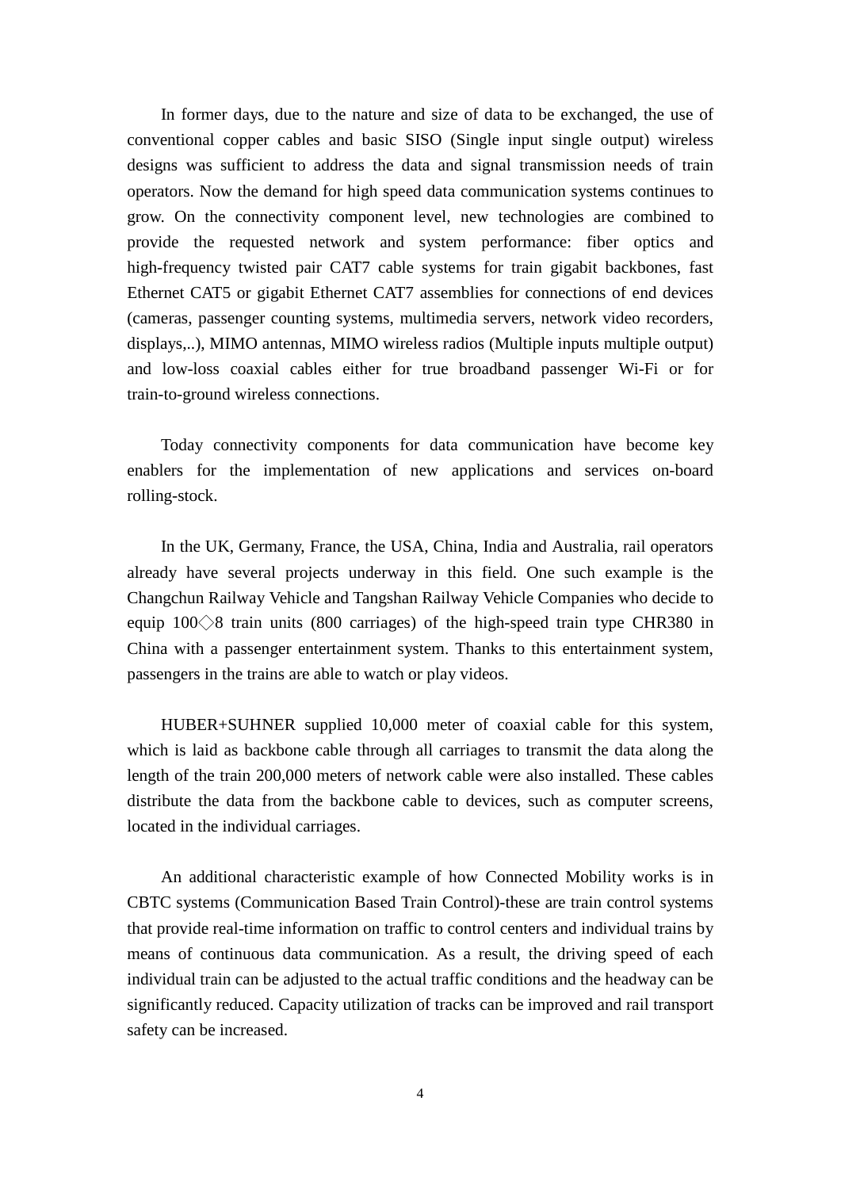In former days, due to the nature and size of data to be exchanged, the use of conventional copper cables and basic SISO (Single input single output) wireless designs was sufficient to address the data and signal transmission needs of train operators. Now the demand for high speed data communication systems continues to grow. On the connectivity component level, new technologies are combined to provide the requested network and system performance: fiber optics and high-frequency twisted pair CAT7 cable systems for train gigabit backbones, fast Ethernet CAT5 or gigabit Ethernet CAT7 assemblies for connections of end devices (cameras, passenger counting systems, multimedia servers, network video recorders, displays,..), MIMO antennas, MIMO wireless radios (Multiple inputs multiple output) and low-loss coaxial cables either for true broadband passenger Wi-Fi or for train-to-ground wireless connections.

Today connectivity components for data communication have become key enablers for the implementation of new applications and services on-board rolling-stock.

In the UK, Germany, France, the USA, China, India and Australia, rail operators already have several projects underway in this field. One such example is the Changchun Railway Vehicle and Tangshan Railway Vehicle Companies who decide to equip 100◇8 train units (800 carriages) of the high-speed train type CHR380 in China with a passenger entertainment system. Thanks to this entertainment system, passengers in the trains are able to watch or play videos.

HUBER+SUHNER supplied 10,000 meter of coaxial cable for this system, which is laid as backbone cable through all carriages to transmit the data along the length of the train 200,000 meters of network cable were also installed. These cables distribute the data from the backbone cable to devices, such as computer screens, located in the individual carriages.

An additional characteristic example of how Connected Mobility works is in CBTC systems (Communication Based Train Control)-these are train control systems that provide real-time information on traffic to control centers and individual trains by means of continuous data communication. As a result, the driving speed of each individual train can be adjusted to the actual traffic conditions and the headway can be significantly reduced. Capacity utilization of tracks can be improved and rail transport safety can be increased.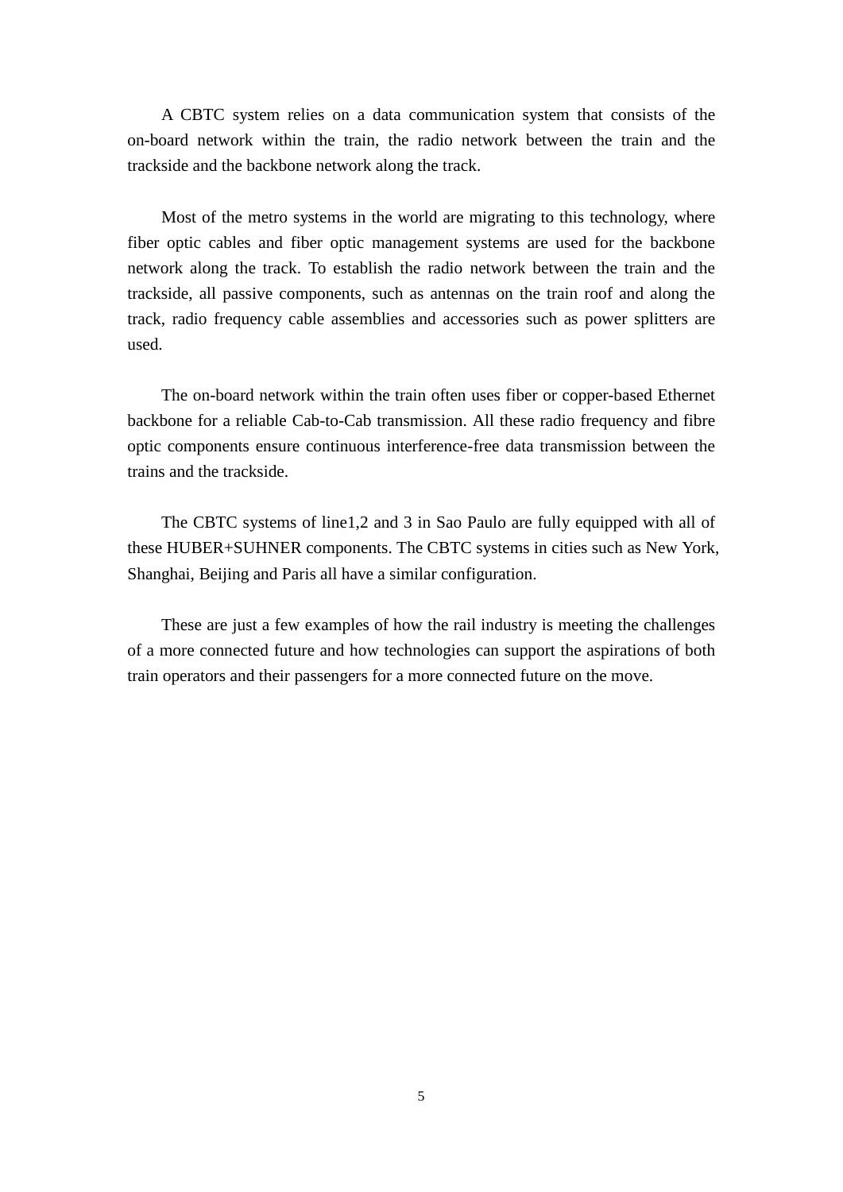A CBTC system relies on a data communication system that consists of the on-board network within the train, the radio network between the train and the trackside and the backbone network along the track.

Most of the metro systems in the world are migrating to this technology, where fiber optic cables and fiber optic management systems are used for the backbone network along the track. To establish the radio network between the train and the trackside, all passive components, such as antennas on the train roof and along the track, radio frequency cable assemblies and accessories such as power splitters are used.

The on-board network within the train often uses fiber or copper-based Ethernet backbone for a reliable Cab-to-Cab transmission. All these radio frequency and fibre optic components ensure continuous interference-free data transmission between the trains and the trackside.

The CBTC systems of line1,2 and 3 in Sao Paulo are fully equipped with all of these HUBER+SUHNER components. The CBTC systems in cities such as New York, Shanghai, Beijing and Paris all have a similar configuration.

These are just a few examples of how the rail industry is meeting the challenges of a more connected future and how technologies can support the aspirations of both train operators and their passengers for a more connected future on the move.